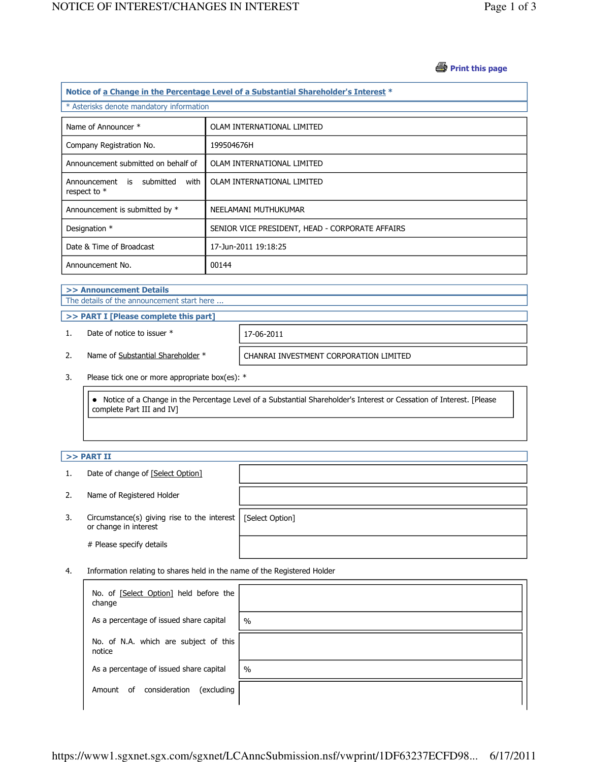Print this page

## Notice of a Change in the Percentage Level of a Substantial Shareholder's Interest *

* Asterisks denote mandatory information

| | |
|---|---|
| Name of Announcer * | OLAM INTERNATIONAL LIMITED |
| Company Registration No. | 199504676H |
| Announcement submitted on behalf of | OLAM INTERNATIONAL LIMITED |
| Announcement is submitted with respect to * | OLAM INTERNATIONAL LIMITED |
| Announcement is submitted by * | NEELAMANI MUTHUKUMAR |
| Designation * | SENIOR VICE PRESIDENT, HEAD - CORPORATE AFFAIRS |
| Date & Time of Broadcast | 17-Jun-2011 19:18:25 |
| Announcement No. | 00144 |

### >> Announcement Details

The details of the announcement start here ...

### >> PART I [Please complete this part]

1. Date of notice to issuer * — 17-06-2011
2. Name of Substantial Shareholder * — CHANRAI INVESTMENT CORPORATION LIMITED
3. Please tick one or more appropriate box(es): *

   - Notice of a Change in the Percentage Level of a Substantial Shareholder's Interest or Cessation of Interest. [Please complete Part III and IV]

### >> PART II

1. Date of change of [Select Option]
2. Name of Registered Holder
3. Circumstance(s) giving rise to the interest or change in interest — [Select Option]

   # Please specify details

4. Information relating to shares held in the name of the Registered Holder

| | |
|---|---|
| No. of [Select Option] held before the change | |
| As a percentage of issued share capital | % |
| No. of N.A. which are subject of this notice | |
| As a percentage of issued share capital | % |
| Amount of consideration (excluding | |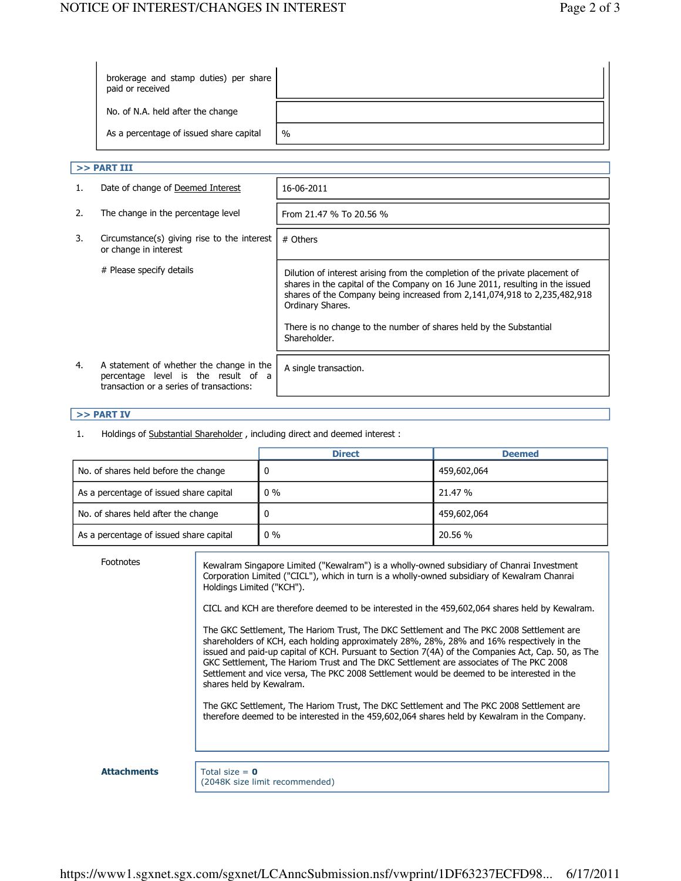| | |
|---|---|
| brokerage and stamp duties) per share paid or received | |
| No. of N.A. held after the change | |
| As a percentage of issued share capital | % |

## >> PART III

| | | |
|---|---|---|
| 1. | Date of change of Deemed Interest | 16-06-2011 |
| 2. | The change in the percentage level | From 21.47 % To 20.56 % |
| 3. | Circumstance(s) giving rise to the interest or change in interest | # Others |
| | # Please specify details | Dilution of interest arising from the completion of the private placement of shares in the capital of the Company on 16 June 2011, resulting in the issued shares of the Company being increased from 2,141,074,918 to 2,235,482,918 Ordinary Shares.<br><br>There is no change to the number of shares held by the Substantial Shareholder. |
| 4. | A statement of whether the change in the percentage level is the result of a transaction or a series of transactions: | A single transaction. |

## >> PART IV

1. Holdings of Substantial Shareholder , including direct and deemed interest :

| | Direct | Deemed |
|---|---|---|
| No. of shares held before the change | 0 | 459,602,064 |
| As a percentage of issued share capital | 0 % | 21.47 % |
| No. of shares held after the change | 0 | 459,602,064 |
| As a percentage of issued share capital | 0 % | 20.56 % |

**Footnotes**

Kewalram Singapore Limited ("Kewalram") is a wholly-owned subsidiary of Chanrai Investment Corporation Limited ("CICL"), which in turn is a wholly-owned subsidiary of Kewalram Chanrai Holdings Limited ("KCH").

CICL and KCH are therefore deemed to be interested in the 459,602,064 shares held by Kewalram.

The GKC Settlement, The Hariom Trust, The DKC Settlement and The PKC 2008 Settlement are shareholders of KCH, each holding approximately 28%, 28%, 28% and 16% respectively in the issued and paid-up capital of KCH. Pursuant to Section 7(4A) of the Companies Act, Cap. 50, as The GKC Settlement, The Hariom Trust and The DKC Settlement are associates of The PKC 2008 Settlement and vice versa, The PKC 2008 Settlement would be deemed to be interested in the shares held by Kewalram.

The GKC Settlement, The Hariom Trust, The DKC Settlement and The PKC 2008 Settlement are therefore deemed to be interested in the 459,602,064 shares held by Kewalram in the Company.

**Attachments**

Total size = **0**
(2048K size limit recommended)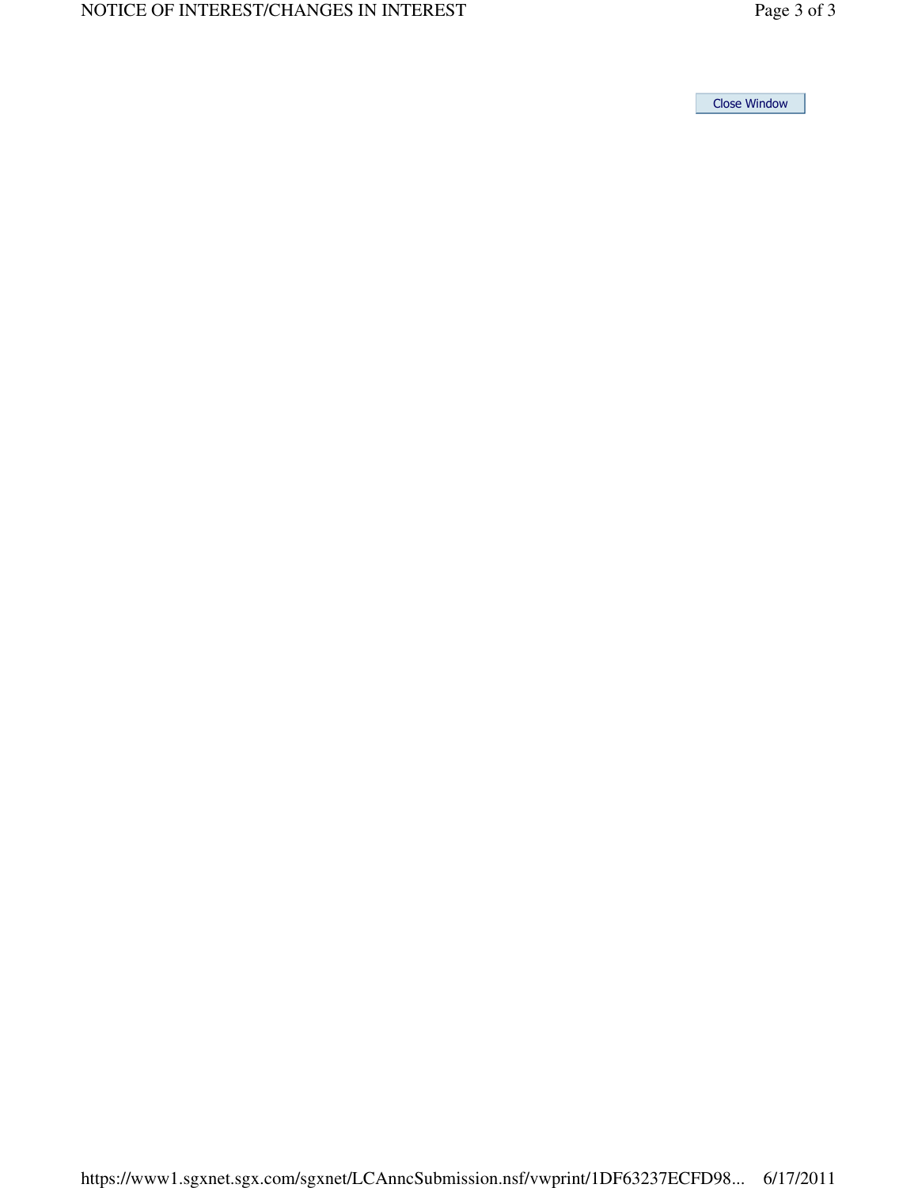Close Window